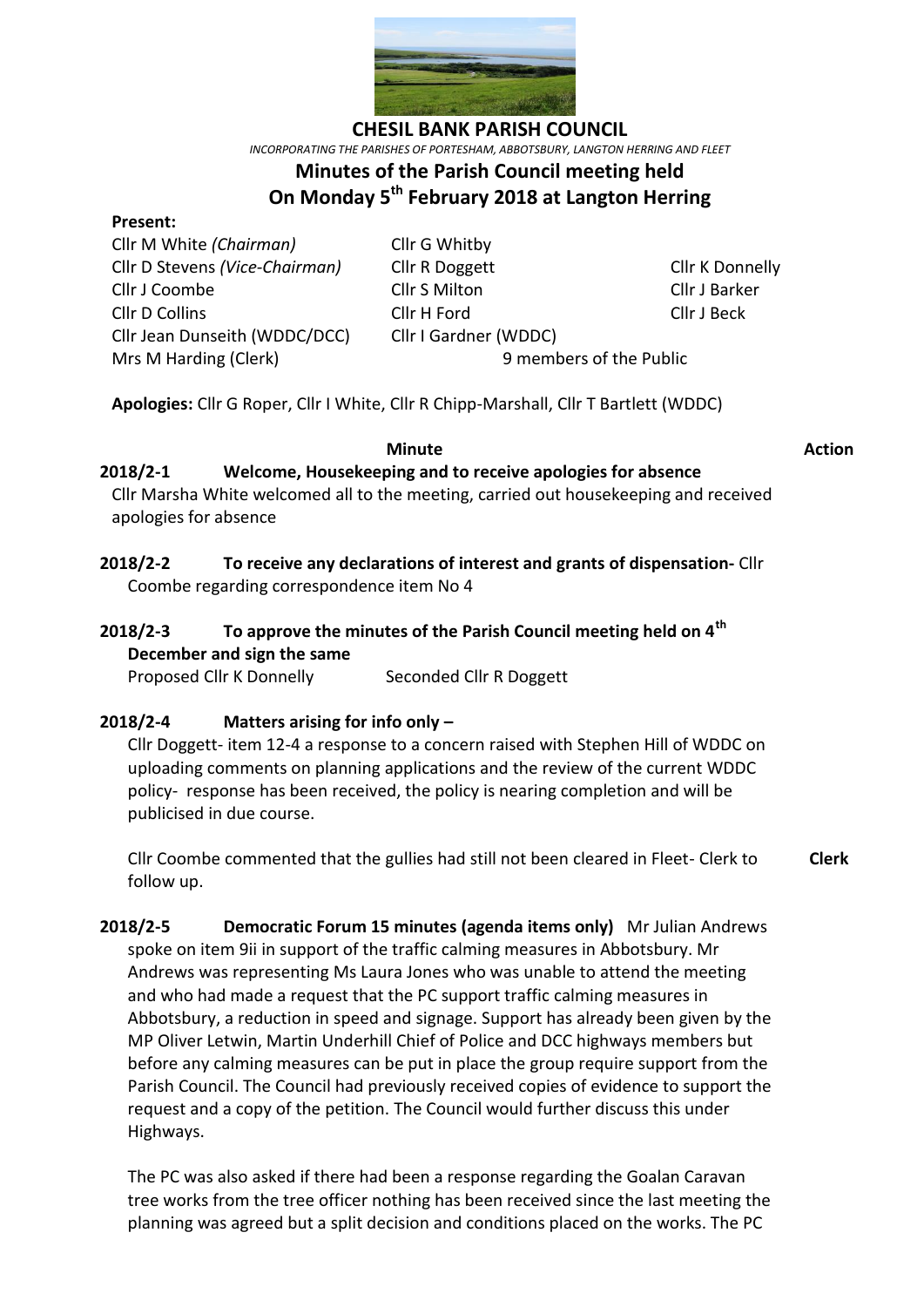# CHESIL BANK PARISH COUNCIL

*INCORPORATING THE PARISHES OF PORTESHAM, ABBOTSBURY, LANGTON HERRING AND FLEET*

## Minutes of the Parish Council meeting held On Monday 5th February 2018 at Langton Herring

**Present:**

Cllr M White *(Chairman)*
Cllr D Stevens *(Vice-Chairman)*
Cllr J Coombe
Cllr D Collins
Cllr Jean Dunseith (WDDC/DCC)
Mrs M Harding (Clerk)
Cllr G Whitby
Cllr R Doggett
Cllr S Milton
Cllr H Ford
Cllr I Gardner (WDDC)
Cllr K Donnelly
Cllr J Barker
Cllr J Beck
9 members of the Public

**Apologies:** Cllr G Roper, Cllr I White, Cllr R Chipp-Marshall, Cllr T Bartlett (WDDC)

| | **Minute** | **Action** |
|---|---|---|

**2018/2-1 Welcome, Housekeeping and to receive apologies for absence**

Cllr Marsha White welcomed all to the meeting, carried out housekeeping and received apologies for absence

**2018/2-2 To receive any declarations of interest and grants of dispensation-** Cllr Coombe regarding correspondence item No 4

**2018/2-3 To approve the minutes of the Parish Council meeting held on 4th December and sign the same**

Proposed Cllr K Donnelly Seconded Cllr R Doggett

**2018/2-4 Matters arising for info only –**

Cllr Doggett- item 12-4 a response to a concern raised with Stephen Hill of WDDC on uploading comments on planning applications and the review of the current WDDC policy- response has been received, the policy is nearing completion and will be publicised in due course.

Cllr Coombe commented that the gullies had still not been cleared in Fleet- Clerk to follow up. **Clerk**

**2018/2-5 Democratic Forum 15 minutes (agenda items only)** Mr Julian Andrews spoke on item 9ii in support of the traffic calming measures in Abbotsbury. Mr Andrews was representing Ms Laura Jones who was unable to attend the meeting and who had made a request that the PC support traffic calming measures in Abbotsbury, a reduction in speed and signage. Support has already been given by the MP Oliver Letwin, Martin Underhill Chief of Police and DCC highways members but before any calming measures can be put in place the group require support from the Parish Council. The Council had previously received copies of evidence to support the request and a copy of the petition. The Council would further discuss this under Highways.

The PC was also asked if there had been a response regarding the Goalan Caravan tree works from the tree officer nothing has been received since the last meeting the planning was agreed but a split decision and conditions placed on the works. The PC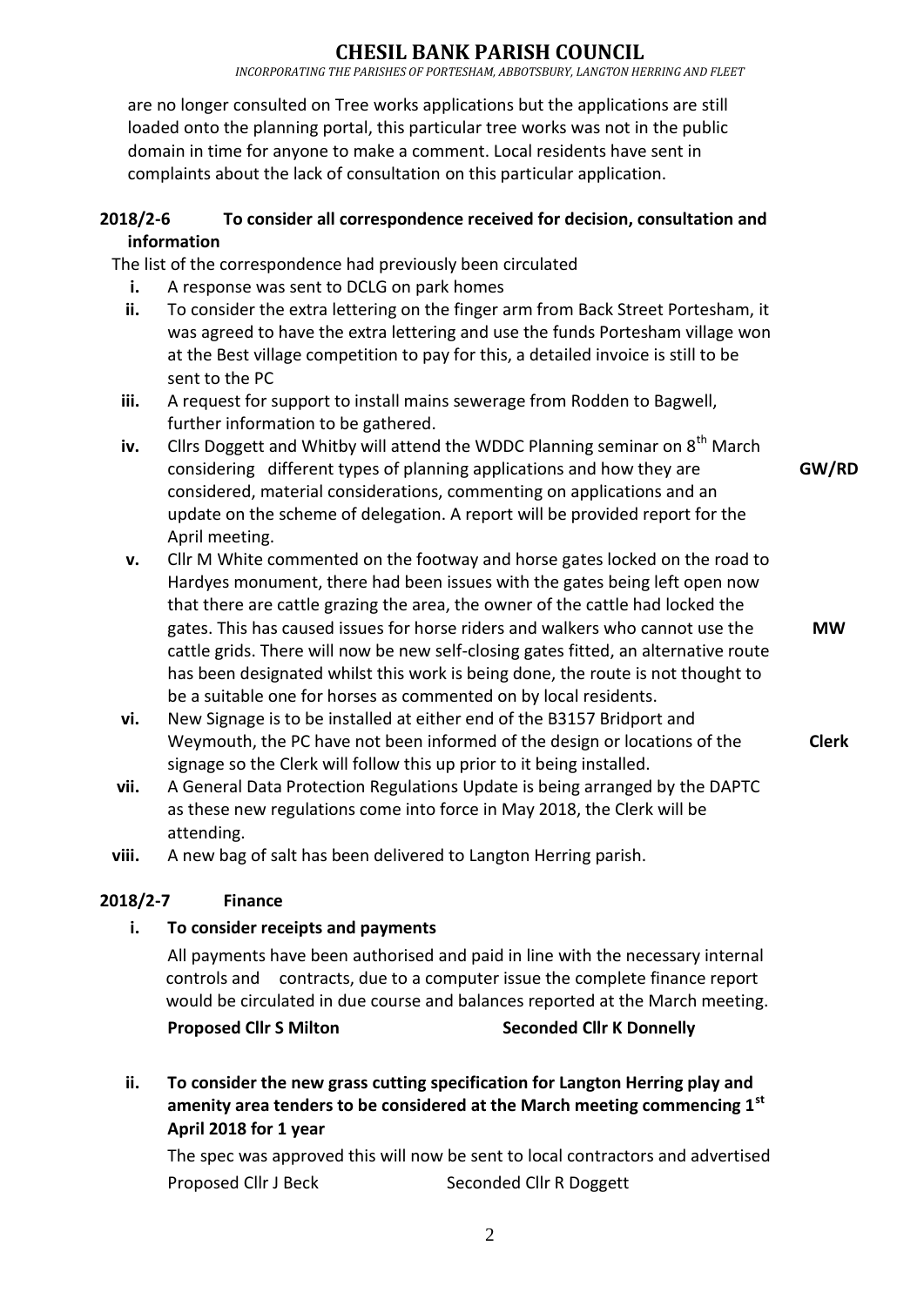are no longer consulted on Tree works applications but the applications are still loaded onto the planning portal, this particular tree works was not in the public domain in time for anyone to make a comment. Local residents have sent in complaints about the lack of consultation on this particular application.

**2018/2-6 To consider all correspondence received for decision, consultation and information**

The list of the correspondence had previously been circulated

- **i.** A response was sent to DCLG on park homes
- **ii.** To consider the extra lettering on the finger arm from Back Street Portesham, it was agreed to have the extra lettering and use the funds Portesham village won at the Best village competition to pay for this, a detailed invoice is still to be sent to the PC
- **iii.** A request for support to install mains sewerage from Rodden to Bagwell, further information to be gathered.
- **iv.** Cllrs Doggett and Whitby will attend the WDDC Planning seminar on 8th March considering different types of planning applications and how they are considered, material considerations, commenting on applications and an update on the scheme of delegation. A report will be provided report for the April meeting. **GW/RD**
- **v.** Cllr M White commented on the footway and horse gates locked on the road to Hardyes monument, there had been issues with the gates being left open now that there are cattle grazing the area, the owner of the cattle had locked the gates. This has caused issues for horse riders and walkers who cannot use the cattle grids. There will now be new self-closing gates fitted, an alternative route has been designated whilst this work is being done, the route is not thought to be a suitable one for horses as commented on by local residents. **MW**
- **vi.** New Signage is to be installed at either end of the B3157 Bridport and Weymouth, the PC have not been informed of the design or locations of the signage so the Clerk will follow this up prior to it being installed. **Clerk**
- **vii.** A General Data Protection Regulations Update is being arranged by the DAPTC as these new regulations come into force in May 2018, the Clerk will be attending.
- **viii.** A new bag of salt has been delivered to Langton Herring parish.

**2018/2-7 Finance**

**i. To consider receipts and payments**

All payments have been authorised and paid in line with the necessary internal controls and contracts, due to a computer issue the complete finance report would be circulated in due course and balances reported at the March meeting.

**Proposed Cllr S Milton** **Seconded Cllr K Donnelly**

**ii. To consider the new grass cutting specification for Langton Herring play and amenity area tenders to be considered at the March meeting commencing 1st April 2018 for 1 year**

The spec was approved this will now be sent to local contractors and advertised

Proposed Cllr J Beck Seconded Cllr R Doggett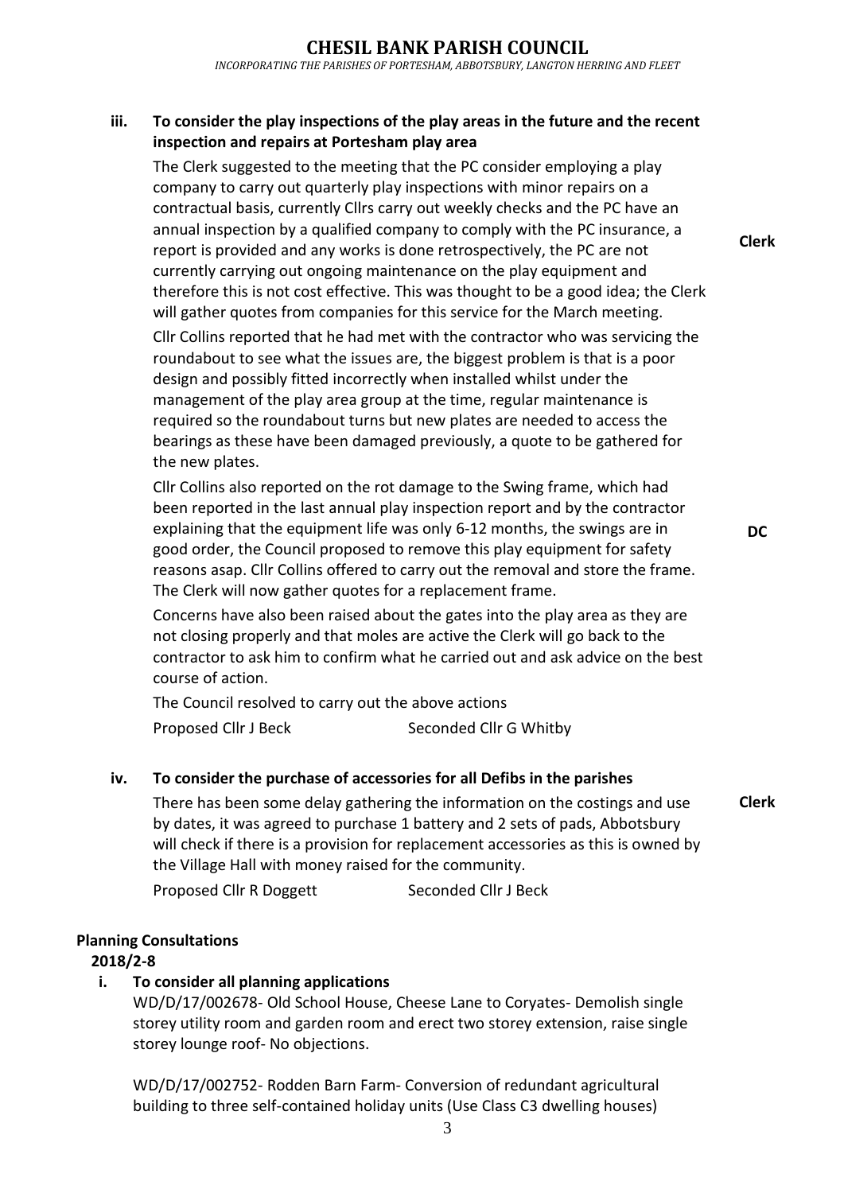**iii. To consider the play inspections of the play areas in the future and the recent inspection and repairs at Portesham play area**

The Clerk suggested to the meeting that the PC consider employing a play company to carry out quarterly play inspections with minor repairs on a contractual basis, currently Cllrs carry out weekly checks and the PC have an annual inspection by a qualified company to comply with the PC insurance, a report is provided and any works is done retrospectively, the PC are not currently carrying out ongoing maintenance on the play equipment and therefore this is not cost effective. This was thought to be a good idea; the Clerk will gather quotes from companies for this service for the March meeting. **Clerk**

Cllr Collins reported that he had met with the contractor who was servicing the roundabout to see what the issues are, the biggest problem is that is a poor design and possibly fitted incorrectly when installed whilst under the management of the play area group at the time, regular maintenance is required so the roundabout turns but new plates are needed to access the bearings as these have been damaged previously, a quote to be gathered for the new plates.

Cllr Collins also reported on the rot damage to the Swing frame, which had been reported in the last annual play inspection report and by the contractor explaining that the equipment life was only 6-12 months, the swings are in good order, the Council proposed to remove this play equipment for safety reasons asap. Cllr Collins offered to carry out the removal and store the frame. The Clerk will now gather quotes for a replacement frame. **DC**

Concerns have also been raised about the gates into the play area as they are not closing properly and that moles are active the Clerk will go back to the contractor to ask him to confirm what he carried out and ask advice on the best course of action.

The Council resolved to carry out the above actions

Proposed Cllr J Beck Seconded Cllr G Whitby

**iv. To consider the purchase of accessories for all Defibs in the parishes**

There has been some delay gathering the information on the costings and use by dates, it was agreed to purchase 1 battery and 2 sets of pads, Abbotsbury will check if there is a provision for replacement accessories as this is owned by the Village Hall with money raised for the community. **Clerk**

Proposed Cllr R Doggett Seconded Cllr J Beck

**Planning Consultations**

**2018/2-8**

**i. To consider all planning applications**

WD/D/17/002678- Old School House, Cheese Lane to Coryates- Demolish single storey utility room and garden room and erect two storey extension, raise single storey lounge roof- No objections.

WD/D/17/002752- Rodden Barn Farm- Conversion of redundant agricultural building to three self-contained holiday units (Use Class C3 dwelling houses)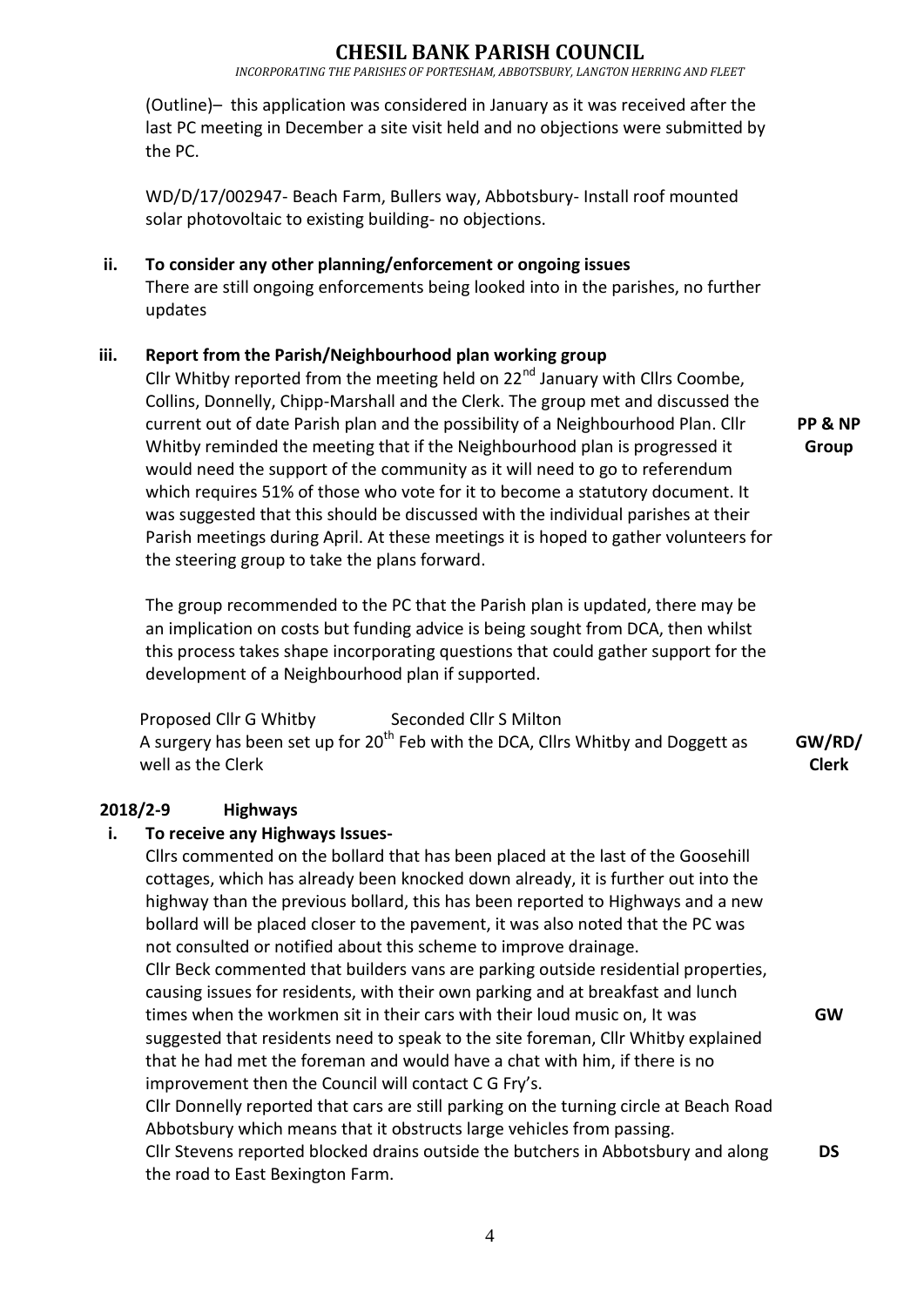(Outline)– this application was considered in January as it was received after the last PC meeting in December a site visit held and no objections were submitted by the PC.

WD/D/17/002947- Beach Farm, Bullers way, Abbotsbury- Install roof mounted solar photovoltaic to existing building- no objections.

**ii. To consider any other planning/enforcement or ongoing issues**

There are still ongoing enforcements being looked into in the parishes, no further updates

**iii. Report from the Parish/Neighbourhood plan working group**

Cllr Whitby reported from the meeting held on 22nd January with Cllrs Coombe, Collins, Donnelly, Chipp-Marshall and the Clerk. The group met and discussed the current out of date Parish plan and the possibility of a Neighbourhood Plan. Cllr Whitby reminded the meeting that if the Neighbourhood plan is progressed it would need the support of the community as it will need to go to referendum which requires 51% of those who vote for it to become a statutory document. It was suggested that this should be discussed with the individual parishes at their Parish meetings during April. At these meetings it is hoped to gather volunteers for the steering group to take the plans forward. **PP & NP Group**

The group recommended to the PC that the Parish plan is updated, there may be an implication on costs but funding advice is being sought from DCA, then whilst this process takes shape incorporating questions that could gather support for the development of a Neighbourhood plan if supported.

Proposed Cllr G Whitby Seconded Cllr S Milton

A surgery has been set up for 20th Feb with the DCA, Cllrs Whitby and Doggett as well as the Clerk **GW/RD/ Clerk**

## 2018/2-9 Highways

**i. To receive any Highways Issues-**

Cllrs commented on the bollard that has been placed at the last of the Goosehill cottages, which has already been knocked down already, it is further out into the highway than the previous bollard, this has been reported to Highways and a new bollard will be placed closer to the pavement, it was also noted that the PC was not consulted or notified about this scheme to improve drainage.

Cllr Beck commented that builders vans are parking outside residential properties, causing issues for residents, with their own parking and at breakfast and lunch times when the workmen sit in their cars with their loud music on, It was suggested that residents need to speak to the site foreman, Cllr Whitby explained that he had met the foreman and would have a chat with him, if there is no improvement then the Council will contact C G Fry's. **GW**

Cllr Donnelly reported that cars are still parking on the turning circle at Beach Road Abbotsbury which means that it obstructs large vehicles from passing.

Cllr Stevens reported blocked drains outside the butchers in Abbotsbury and along the road to East Bexington Farm. **DS**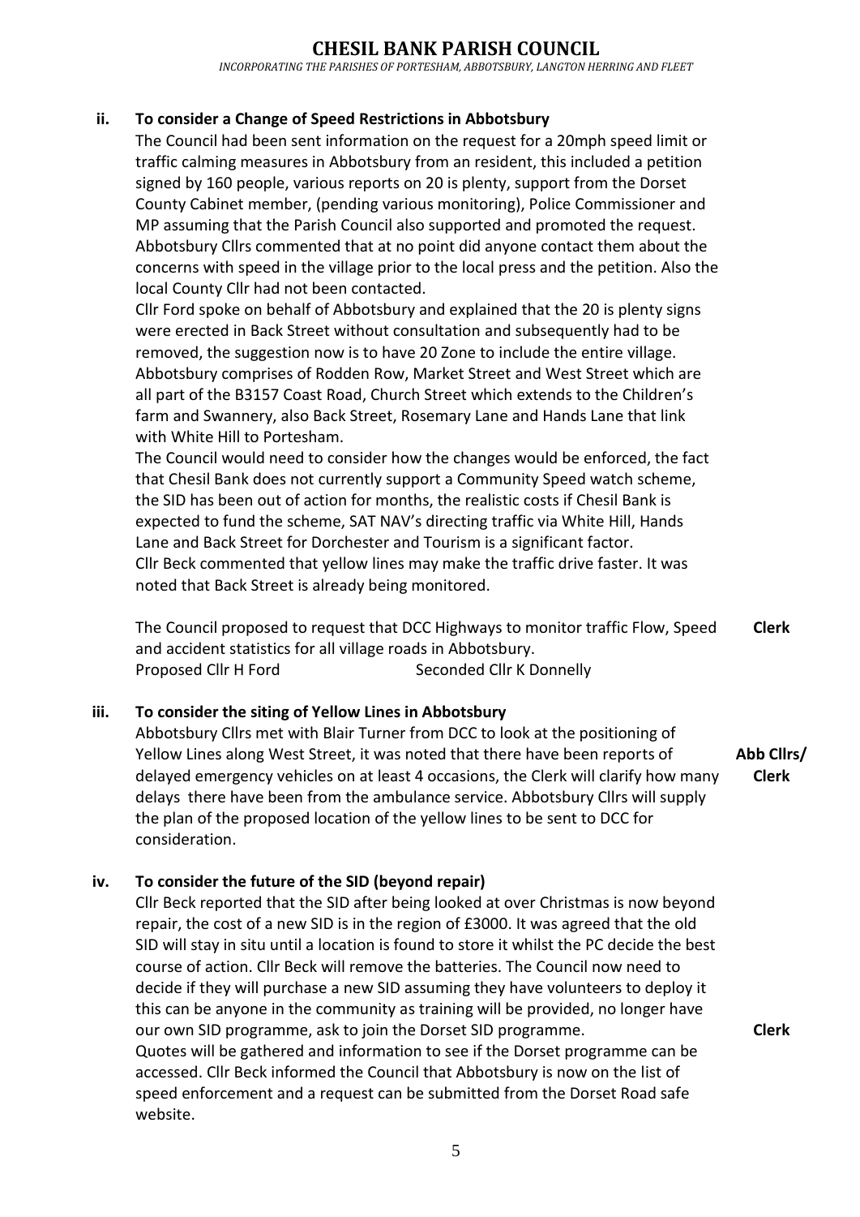# CHESIL BANK PARISH COUNCIL

*INCORPORATING THE PARISHES OF PORTESHAM, ABBOTSBURY, LANGTON HERRING AND FLEET*

**ii. To consider a Change of Speed Restrictions in Abbotsbury**

The Council had been sent information on the request for a 20mph speed limit or traffic calming measures in Abbotsbury from an resident, this included a petition signed by 160 people, various reports on 20 is plenty, support from the Dorset County Cabinet member, (pending various monitoring), Police Commissioner and MP assuming that the Parish Council also supported and promoted the request. Abbotsbury Cllrs commented that at no point did anyone contact them about the concerns with speed in the village prior to the local press and the petition. Also the local County Cllr had not been contacted.

Cllr Ford spoke on behalf of Abbotsbury and explained that the 20 is plenty signs were erected in Back Street without consultation and subsequently had to be removed, the suggestion now is to have 20 Zone to include the entire village. Abbotsbury comprises of Rodden Row, Market Street and West Street which are all part of the B3157 Coast Road, Church Street which extends to the Children's farm and Swannery, also Back Street, Rosemary Lane and Hands Lane that link with White Hill to Portesham.

The Council would need to consider how the changes would be enforced, the fact that Chesil Bank does not currently support a Community Speed watch scheme, the SID has been out of action for months, the realistic costs if Chesil Bank is expected to fund the scheme, SAT NAV's directing traffic via White Hill, Hands Lane and Back Street for Dorchester and Tourism is a significant factor.

Cllr Beck commented that yellow lines may make the traffic drive faster. It was noted that Back Street is already being monitored.

The Council proposed to request that DCC Highways to monitor traffic Flow, Speed and accident statistics for all village roads in Abbotsbury. **Clerk**

Proposed Cllr H Ford Seconded Cllr K Donnelly

**iii. To consider the siting of Yellow Lines in Abbotsbury**

Abbotsbury Cllrs met with Blair Turner from DCC to look at the positioning of Yellow Lines along West Street, it was noted that there have been reports of delayed emergency vehicles on at least 4 occasions, the Clerk will clarify how many delays there have been from the ambulance service. Abbotsbury Cllrs will supply the plan of the proposed location of the yellow lines to be sent to DCC for consideration. **Abb Cllrs/ Clerk**

**iv. To consider the future of the SID (beyond repair)**

Cllr Beck reported that the SID after being looked at over Christmas is now beyond repair, the cost of a new SID is in the region of £3000. It was agreed that the old SID will stay in situ until a location is found to store it whilst the PC decide the best course of action. Cllr Beck will remove the batteries. The Council now need to decide if they will purchase a new SID assuming they have volunteers to deploy it this can be anyone in the community as training will be provided, no longer have our own SID programme, ask to join the Dorset SID programme. **Clerk**

Quotes will be gathered and information to see if the Dorset programme can be accessed. Cllr Beck informed the Council that Abbotsbury is now on the list of speed enforcement and a request can be submitted from the Dorset Road safe website.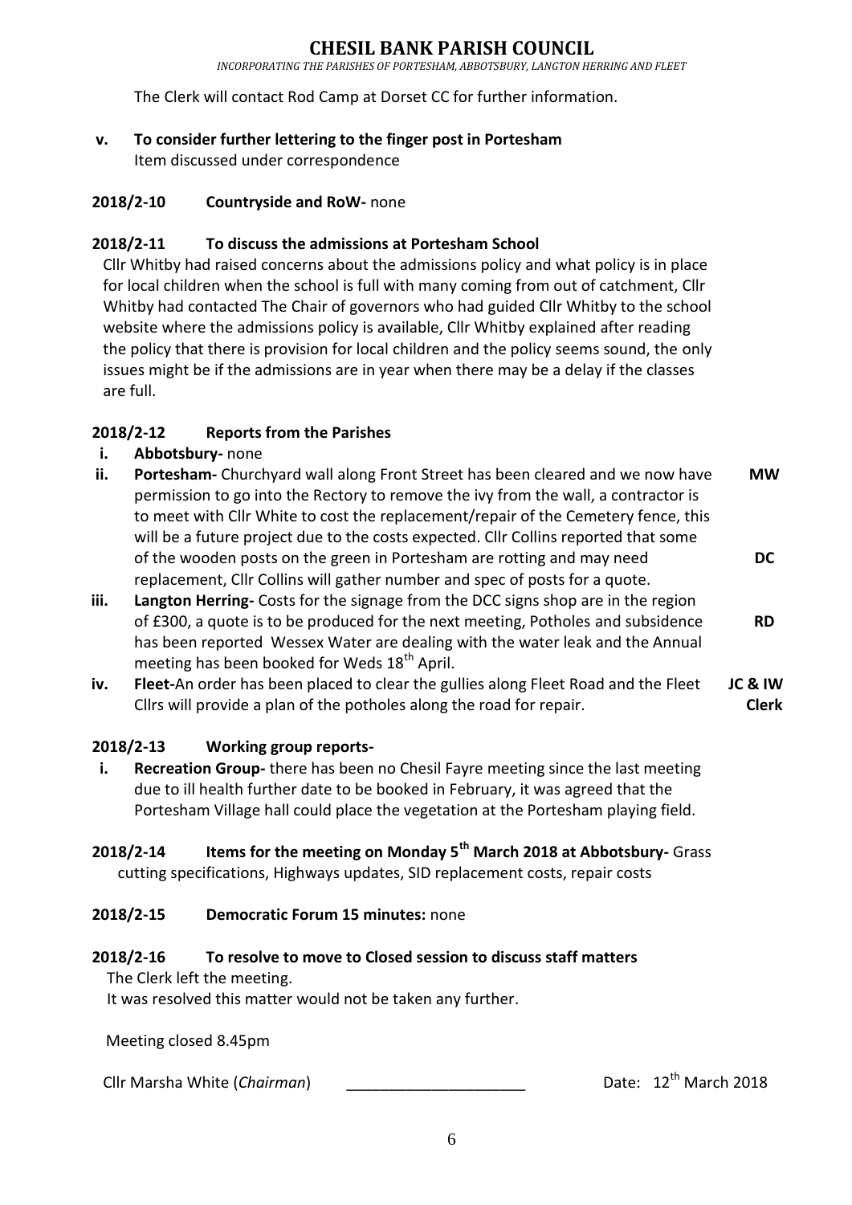The Clerk will contact Rod Camp at Dorset CC for further information.

**v. To consider further lettering to the finger post in Portesham**
Item discussed under correspondence

**2018/2-10 Countryside and RoW-** none

**2018/2-11 To discuss the admissions at Portesham School**

Cllr Whitby had raised concerns about the admissions policy and what policy is in place for local children when the school is full with many coming from out of catchment, Cllr Whitby had contacted The Chair of governors who had guided Cllr Whitby to the school website where the admissions policy is available, Cllr Whitby explained after reading the policy that there is provision for local children and the policy seems sound, the only issues might be if the admissions are in year when there may be a delay if the classes are full.

**2018/2-12 Reports from the Parishes**

i. **Abbotsbury-** none

ii. **Portesham-** Churchyard wall along Front Street has been cleared and we now have permission to go into the Rectory to remove the ivy from the wall, a contractor is to meet with Cllr White to cost the replacement/repair of the Cemetery fence, this will be a future project due to the costs expected. Cllr Collins reported that some of the wooden posts on the green in Portesham are rotting and may need replacement, Cllr Collins will gather number and spec of posts for a quote. **MW** **DC**

iii. **Langton Herring-** Costs for the signage from the DCC signs shop are in the region of £300, a quote is to be produced for the next meeting, Potholes and subsidence has been reported Wessex Water are dealing with the water leak and the Annual meeting has been booked for Weds 18th April. **RD**

iv. **Fleet-**An order has been placed to clear the gullies along Fleet Road and the Fleet Cllrs will provide a plan of the potholes along the road for repair. **JC & IW** **Clerk**

**2018/2-13 Working group reports-**

i. **Recreation Group-** there has been no Chesil Fayre meeting since the last meeting due to ill health further date to be booked in February, it was agreed that the Portesham Village hall could place the vegetation at the Portesham playing field.

**2018/2-14 Items for the meeting on Monday 5th March 2018 at Abbotsbury-** Grass cutting specifications, Highways updates, SID replacement costs, repair costs

**2018/2-15 Democratic Forum 15 minutes:** none

**2018/2-16 To resolve to move to Closed session to discuss staff matters**

The Clerk left the meeting.
It was resolved this matter would not be taken any further.

Meeting closed 8.45pm

Cllr Marsha White (*Chairman*) \_\_\_\_\_\_\_\_\_\_\_\_\_\_\_\_\_\_\_\_\_ Date: 12th March 2018